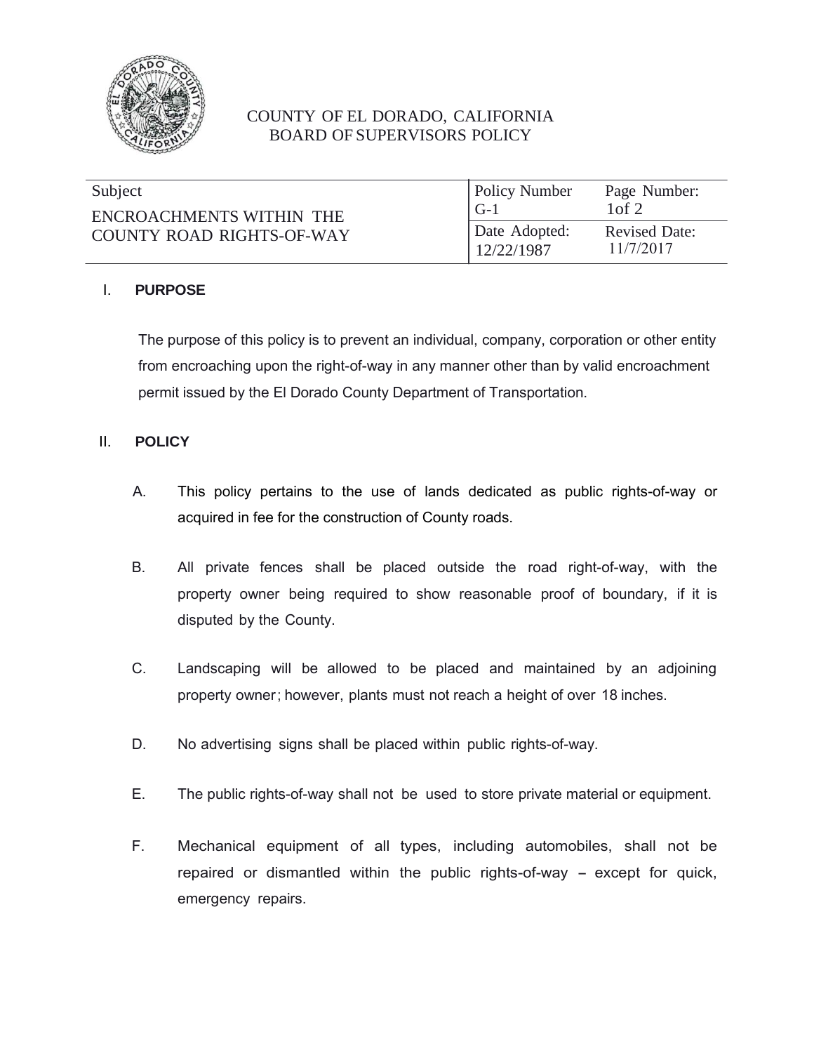# COUNTY OF EL DORADO, CALIFORNIA
## BOARD OF SUPERVISORS POLICY

| Subject | Policy Number | Page Number: |
|---|---|---|
| ENCROACHMENTS WITHIN THE COUNTY ROAD RIGHTS-OF-WAY | G-1 | 1of 2 |
| | Date Adopted: 12/22/1987 | Revised Date: 11/7/2017 |

## I. PURPOSE

The purpose of this policy is to prevent an individual, company, corporation or other entity from encroaching upon the right-of-way in any manner other than by valid encroachment permit issued by the El Dorado County Department of Transportation.

## II. POLICY

A. This policy pertains to the use of lands dedicated as public rights-of-way or acquired in fee for the construction of County roads.

B. All private fences shall be placed outside the road right-of-way, with the property owner being required to show reasonable proof of boundary, if it is disputed by the County.

C. Landscaping will be allowed to be placed and maintained by an adjoining property owner; however, plants must not reach a height of over 18 inches.

D. No advertising signs shall be placed within public rights-of-way.

E. The public rights-of-way shall not be used to store private material or equipment.

F. Mechanical equipment of all types, including automobiles, shall not be repaired or dismantled within the public rights-of-way – except for quick, emergency repairs.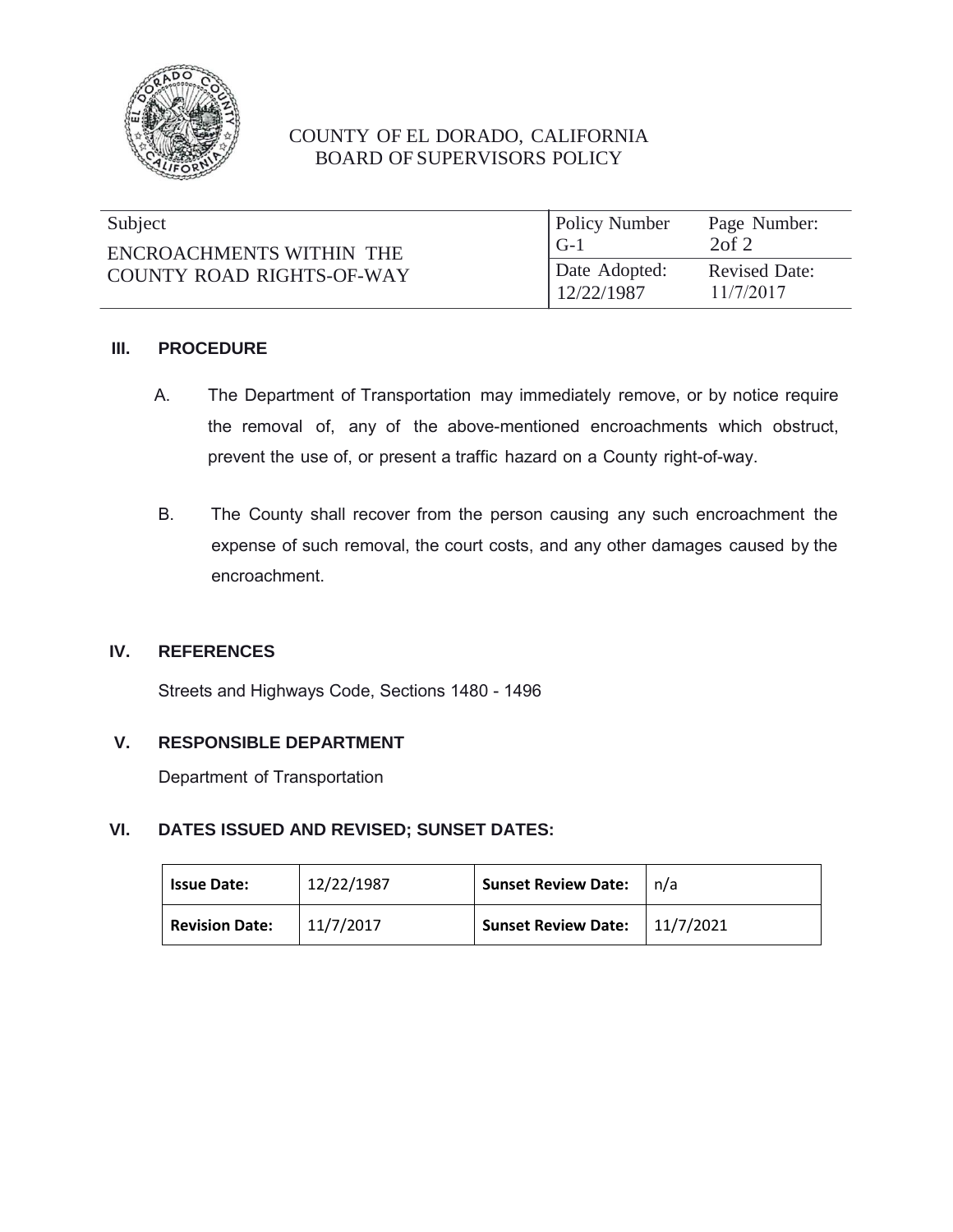COUNTY OF EL DORADO, CALIFORNIA
BOARD OF SUPERVISORS POLICY

| Subject | Policy Number | Page Number: |
|---|---|---|
| ENCROACHMENTS WITHIN THE COUNTY ROAD RIGHTS-OF-WAY | G-1 | 2of 2 |
| | Date Adopted: 12/22/1987 | Revised Date: 11/7/2017 |

## III. PROCEDURE

A. The Department of Transportation may immediately remove, or by notice require the removal of, any of the above-mentioned encroachments which obstruct, prevent the use of, or present a traffic hazard on a County right-of-way.

B. The County shall recover from the person causing any such encroachment the expense of such removal, the court costs, and any other damages caused by the encroachment.

## IV. REFERENCES

Streets and Highways Code, Sections 1480 - 1496

## V. RESPONSIBLE DEPARTMENT

Department of Transportation

## VI. DATES ISSUED AND REVISED; SUNSET DATES:

| | | | |
|---|---|---|---|
| **Issue Date:** | 12/22/1987 | **Sunset Review Date:** | n/a |
| **Revision Date:** | 11/7/2017 | **Sunset Review Date:** | 11/7/2021 |